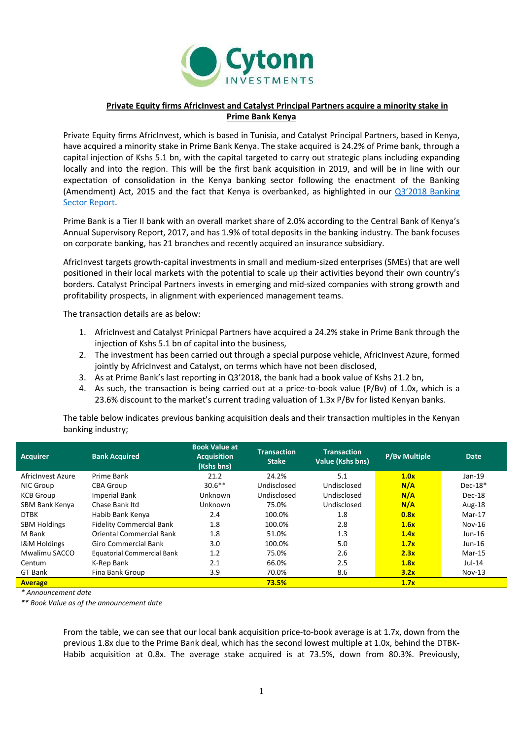**Private Equity firms AfricInvest and Catalyst Principal Partners acquire a minority stake in Prime Bank Kenya**

Private Equity firms AfricInvest, which is based in Tunisia, and Catalyst Principal Partners, based in Kenya, have acquired a minority stake in Prime Bank Kenya. The stake acquired is 24.2% of Prime bank, through a capital injection of Kshs 5.1 bn, with the capital targeted to carry out strategic plans including expanding locally and into the region. This will be the first bank acquisition in 2019, and will be in line with our expectation of consolidation in the Kenya banking sector following the enactment of the Banking (Amendment) Act, 2015 and the fact that Kenya is overbanked, as highlighted in our Q3'2018 Banking Sector Report.

Prime Bank is a Tier II bank with an overall market share of 2.0% according to the Central Bank of Kenya's Annual Supervisory Report, 2017, and has 1.9% of total deposits in the banking industry. The bank focuses on corporate banking, has 21 branches and recently acquired an insurance subsidiary.

AfricInvest targets growth-capital investments in small and medium-sized enterprises (SMEs) that are well positioned in their local markets with the potential to scale up their activities beyond their own country's borders. Catalyst Principal Partners invests in emerging and mid-sized companies with strong growth and profitability prospects, in alignment with experienced management teams.

The transaction details are as below:

1. AfricInvest and Catalyst Prinicpal Partners have acquired a 24.2% stake in Prime Bank through the injection of Kshs 5.1 bn of capital into the business,
2. The investment has been carried out through a special purpose vehicle, AfricInvest Azure, formed jointly by AfricInvest and Catalyst, on terms which have not been disclosed,
3. As at Prime Bank's last reporting in Q3'2018, the bank had a book value of Kshs 21.2 bn,
4. As such, the transaction is being carried out at a price-to-book value (P/Bv) of 1.0x, which is a 23.6% discount to the market's current trading valuation of 1.3x P/Bv for listed Kenyan banks.

The table below indicates previous banking acquisition deals and their transaction multiples in the Kenyan banking industry;

| Acquirer | Bank Acquired | Book Value at Acquisition (Kshs bns) | Transaction Stake | Transaction Value (Kshs bns) | P/Bv Multiple | Date |
|---|---|---|---|---|---|---|
| AfricInvest Azure | Prime Bank | 21.2 | 24.2% | 5.1 | **1.0x** | Jan-19 |
| NIC Group | CBA Group | 30.6** | Undisclosed | Undisclosed | **N/A** | Dec-18* |
| KCB Group | Imperial Bank | Unknown | Undisclosed | Undisclosed | **N/A** | Dec-18 |
| SBM Bank Kenya | Chase Bank ltd | Unknown | 75.0% | Undisclosed | **N/A** | Aug-18 |
| DTBK | Habib Bank Kenya | 2.4 | 100.0% | 1.8 | **0.8x** | Mar-17 |
| SBM Holdings | Fidelity Commercial Bank | 1.8 | 100.0% | 2.8 | **1.6x** | Nov-16 |
| M Bank | Oriental Commercial Bank | 1.8 | 51.0% | 1.3 | **1.4x** | Jun-16 |
| I&M Holdings | Giro Commercial Bank | 3.0 | 100.0% | 5.0 | **1.7x** | Jun-16 |
| Mwalimu SACCO | Equatorial Commercial Bank | 1.2 | 75.0% | 2.6 | **2.3x** | Mar-15 |
| Centum | K-Rep Bank | 2.1 | 66.0% | 2.5 | **1.8x** | Jul-14 |
| GT Bank | Fina Bank Group | 3.9 | 70.0% | 8.6 | **3.2x** | Nov-13 |
| **Average** | | | **73.5%** | | **1.7x** | |

*\* Announcement date*

*\*\* Book Value as of the announcement date*

From the table, we can see that our local bank acquisition price-to-book average is at 1.7x, down from the previous 1.8x due to the Prime Bank deal, which has the second lowest multiple at 1.0x, behind the DTBK-Habib acquisition at 0.8x. The average stake acquired is at 73.5%, down from 80.3%. Previously,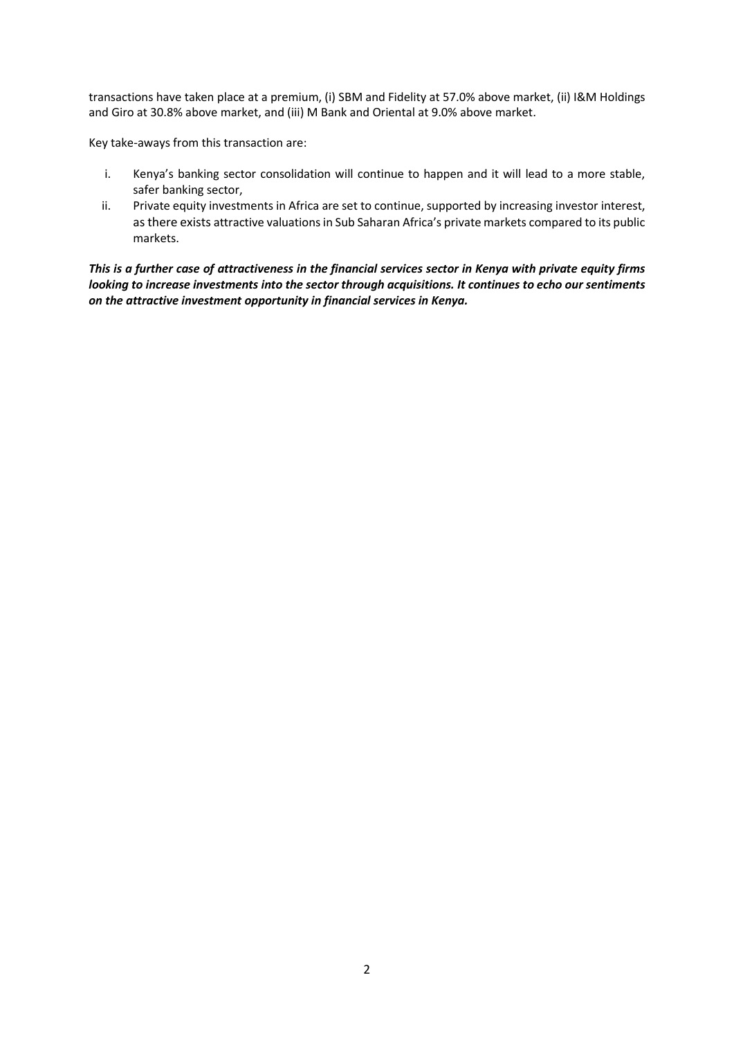transactions have taken place at a premium, (i) SBM and Fidelity at 57.0% above market, (ii) I&M Holdings and Giro at 30.8% above market, and (iii) M Bank and Oriental at 9.0% above market.

Key take-aways from this transaction are:

i. Kenya's banking sector consolidation will continue to happen and it will lead to a more stable, safer banking sector,
ii. Private equity investments in Africa are set to continue, supported by increasing investor interest, as there exists attractive valuations in Sub Saharan Africa's private markets compared to its public markets.

***This is a further case of attractiveness in the financial services sector in Kenya with private equity firms looking to increase investments into the sector through acquisitions. It continues to echo our sentiments on the attractive investment opportunity in financial services in Kenya.***